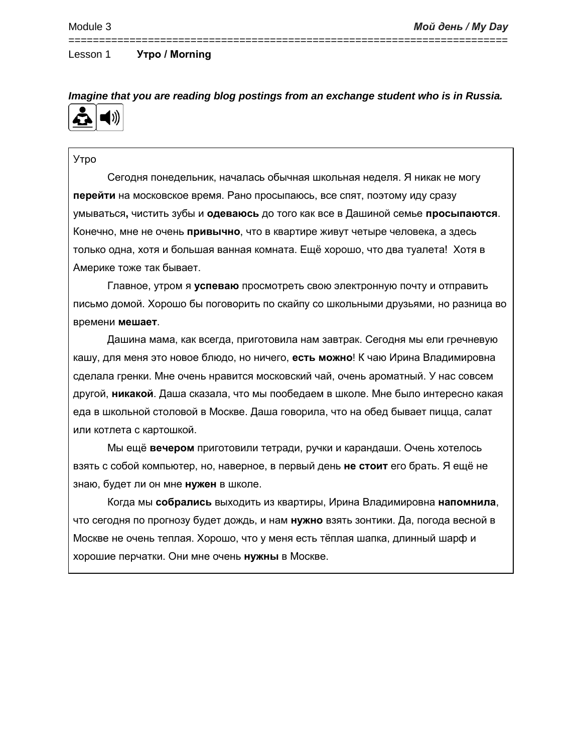Lesson 1 **Утро / Morning**

***Imagine that you are reading blog postings from an exchange student who is in Russia.***

Утро

Сегодня понедельник, началась обычная школьная неделя. Я никак не могу **перейти** на московское время. Рано просыпаюсь, все спят, поэтому иду сразу умываться**,** чистить зубы и **одеваюсь** до того как все в Дашиной семье **просыпаются**. Конечно, мне не очень **привычно**, что в квартире живут четыре человека, а здесь только одна, хотя и большая ванная комната. Ещё хорошо, что два туалета! Хотя в Америке тоже так бывает.

Главное, утром я **успеваю** просмотреть свою электронную почту и отправить письмо домой. Хорошо бы поговорить по скайпу со школьными друзьями, но разница во времени **мешает**.

Дашина мама, как всегда, приготовила нам завтрак. Сегодня мы ели гречневую кашу, для меня это новое блюдо, но ничего, **есть можно**! К чаю Ирина Владимировна сделала гренки. Мне очень нравится московский чай, очень ароматный. У нас совсем другой, **никакой**. Даша сказала, что мы пообедаем в школе. Мне было интересно какая еда в школьной столовой в Москве. Даша говорила, что на обед бывает пицца, салат или котлета с картошкой.

Мы ещё **вечером** приготовили тетради, ручки и карандаши. Очень хотелось взять с собой компьютер, но, наверное, в первый день **не стоит** его брать. Я ещё не знаю, будет ли он мне **нужен** в школе.

Когда мы **собрались** выходить из квартиры, Ирина Владимировна **напомнила**, что сегодня по прогнозу будет дождь, и нам **нужно** взять зонтики. Да, погода весной в Москве не очень теплая. Хорошо, что у меня есть тёплая шапка, длинный шарф и хорошие перчатки. Они мне очень **нужны** в Москве.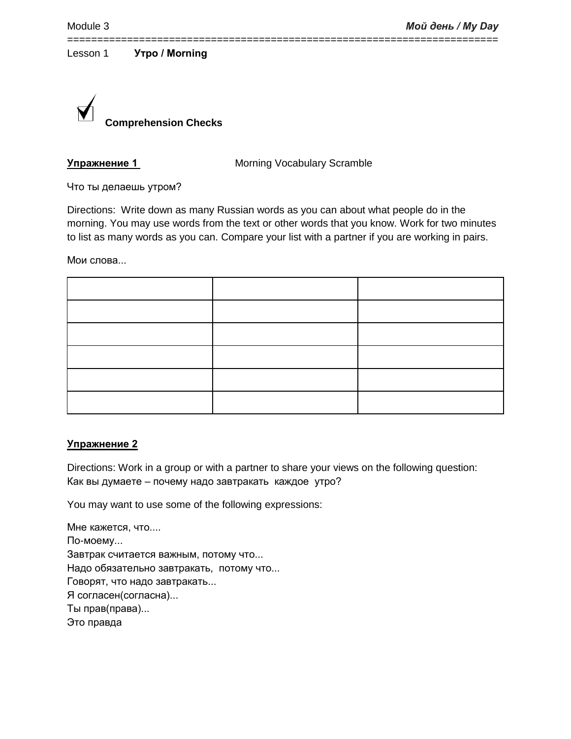Module 3 — *Мой день / My Day*

Lesson 1 **Утро / Morning**

## Comprehension Checks

**Упражнение 1** Morning Vocabulary Scramble

Что ты делаешь утром?

Directions: Write down as many Russian words as you can about what people do in the morning. You may use words from the text or other words that you know. Work for two minutes to list as many words as you can. Compare your list with a partner if you are working in pairs.

Мои слова...

| | | |
|---|---|---|
| | | |
| | | |
| | | |
| | | |
| | | |
| | | |

**Упражнение 2**

Directions: Work in a group or with a partner to share your views on the following question:
Как вы думаете – почему надо завтракать каждое утро?

You may want to use some of the following expressions:

Мне кажется, что....
По-моему...
Завтрак считается важным, потому что...
Надо обязательно завтракать, потому что...
Говорят, что надо завтракать...
Я согласен(согласна)...
Ты прав(права)...
Это правда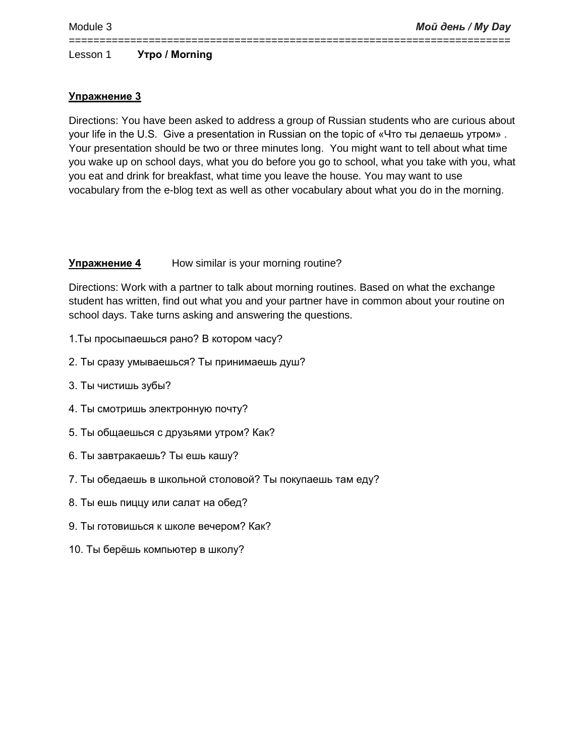Lesson 1 **Утро / Morning**

**Упражнение 3**

Directions: You have been asked to address a group of Russian students who are curious about your life in the U.S. Give a presentation in Russian on the topic of «Что ты делаешь утром» . Your presentation should be two or three minutes long. You might want to tell about what time you wake up on school days, what you do before you go to school, what you take with you, what you eat and drink for breakfast, what time you leave the house. You may want to use vocabulary from the e-blog text as well as other vocabulary about what you do in the morning.

**Упражнение 4** How similar is your morning routine?

Directions: Work with a partner to talk about morning routines. Based on what the exchange student has written, find out what you and your partner have in common about your routine on school days. Take turns asking and answering the questions.

1.Ты просыпаешься рано? В котором часу?

2. Ты сразу умываешься? Ты принимаешь душ?

3. Ты чистишь зубы?

4. Ты смотришь электронную почту?

5. Ты общаешься с друзьями утром? Как?

6. Ты завтракаешь? Ты ешь кашу?

7. Ты обедаешь в школьной столовой? Ты покупаешь там еду?

8. Ты ешь пиццу или салат на обед?

9. Ты готовишься к школе вечером? Как?

10. Ты берёшь компьютер в школу?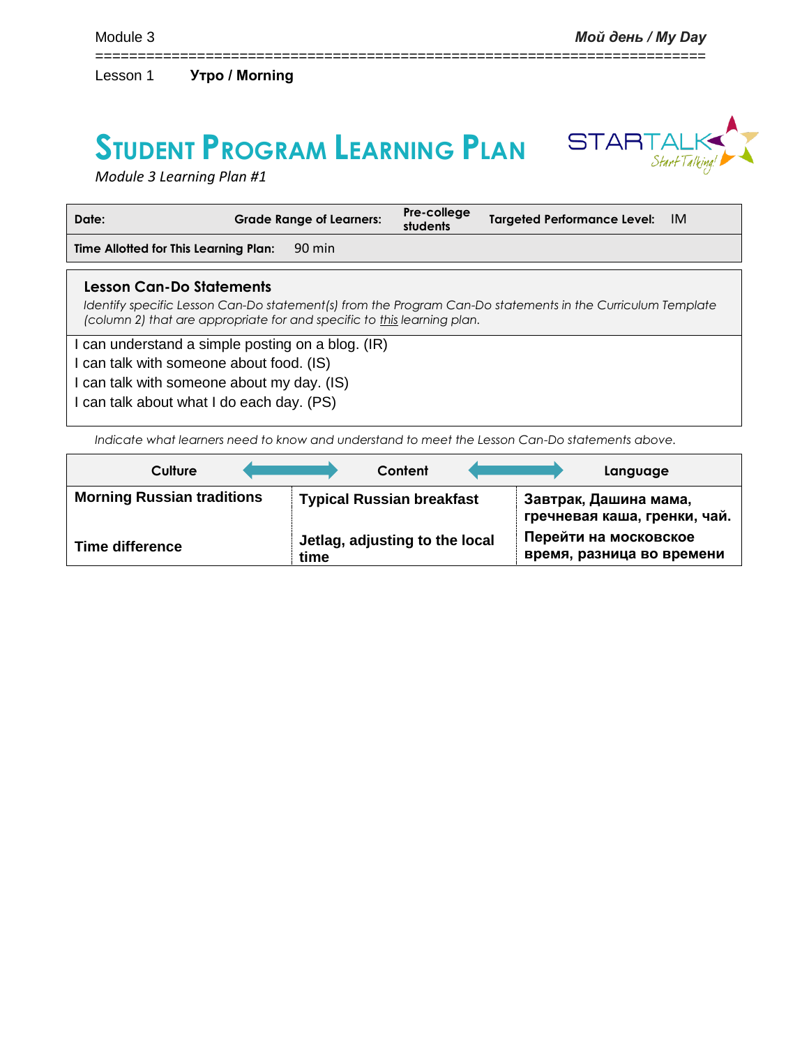Lesson 1 **Утро / Morning**

# Student Program Learning Plan

*Module 3 Learning Plan #1*

| **Date:** | **Grade Range of Learners:** | **Pre-college students** | **Targeted Performance Level:** | IM |
|---|---|---|---|---|
| **Time Allotted for This Learning Plan:** | 90 min | | | |

## Lesson Can-Do Statements

*Identify specific Lesson Can-Do statement(s) from the Program Can-Do statements in the Curriculum Template (column 2) that are appropriate for and specific to this learning plan.*

I can understand a simple posting on a blog. (IR)
I can talk with someone about food. (IS)
I can talk with someone about my day. (IS)
I can talk about what I do each day. (PS)

*Indicate what learners need to know and understand to meet the Lesson Can-Do statements above.*

| Culture | Content | Language |
|---|---|---|
| **Morning Russian traditions** | **Typical Russian breakfast** | **Завтрак, Дашина мама, гречневая каша, гренки, чай.** |
| **Time difference** | **Jetlag, adjusting to the local time** | **Перейти на московское время, разница во времени** |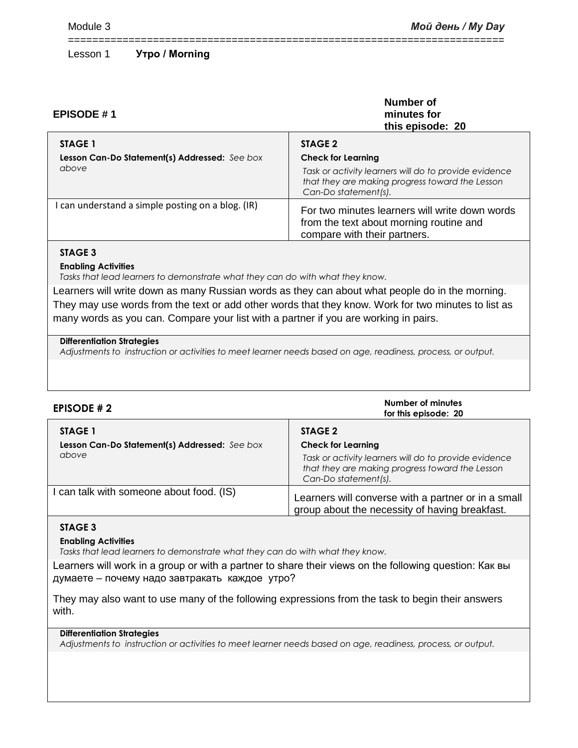Module 3 **Мой день / My Day**

Lesson 1 **Утро / Morning**

**EPISODE # 1** — **Number of minutes for this episode: 20**

| **STAGE 1**<br>**Lesson Can-Do Statement(s) Addressed:** *See box above* | **STAGE 2**<br>**Check for Learning**<br>*Task or activity learners will do to provide evidence that they are making progress toward the Lesson Can-Do statement(s).* |
|---|---|
| I can understand a simple posting on a blog. (IR) | For two minutes learners will write down words from the text about morning routine and compare with their partners. |

**STAGE 3**

**Enabling Activities**

*Tasks that lead learners to demonstrate what they can do with what they know.*

Learners will write down as many Russian words as they can about what people do in the morning. They may use words from the text or add other words that they know. Work for two minutes to list as many words as you can. Compare your list with a partner if you are working in pairs.

**Differentiation Strategies**

*Adjustments to instruction or activities to meet learner needs based on age, readiness, process, or output.*

**EPISODE # 2** — **Number of minutes for this episode: 20**

| **STAGE 1**<br>**Lesson Can-Do Statement(s) Addressed:** *See box above* | **STAGE 2**<br>**Check for Learning**<br>*Task or activity learners will do to provide evidence that they are making progress toward the Lesson Can-Do statement(s).* |
|---|---|
| I can talk with someone about food. (IS) | Learners will converse with a partner or in a small group about the necessity of having breakfast. |

**STAGE 3**

**Enabling Activities**

*Tasks that lead learners to demonstrate what they can do with what they know.*

Learners will work in a group or with a partner to share their views on the following question: Как вы думаете – почему надо завтракать каждое утро?

They may also want to use many of the following expressions from the task to begin their answers with.

**Differentiation Strategies**

*Adjustments to instruction or activities to meet learner needs based on age, readiness, process, or output.*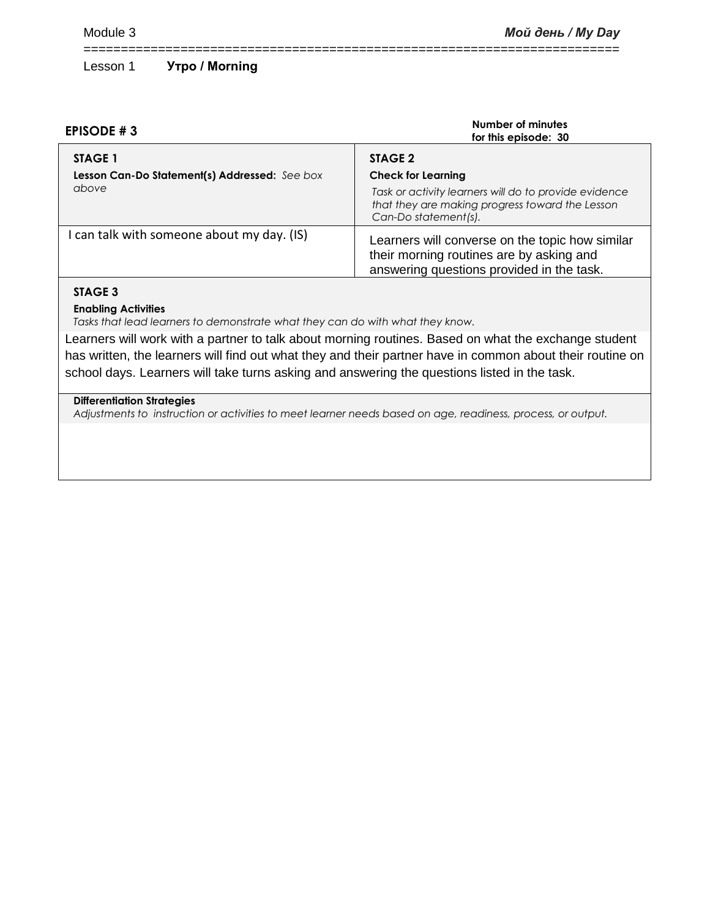Module 3 **_Мой день / My Day_**

Lesson 1 **Утро / Morning**

**EPISODE # 3**

**Number of minutes for this episode: 30**

| **STAGE 1**<br>**Lesson Can-Do Statement(s) Addressed:** *See box above* | **STAGE 2**<br>**Check for Learning**<br>*Task or activity learners will do to provide evidence that they are making progress toward the Lesson Can-Do statement(s).* |
|---|---|
| I can talk with someone about my day. (IS) | Learners will converse on the topic how similar their morning routines are by asking and answering questions provided in the task. |

**STAGE 3**

**Enabling Activities**

*Tasks that lead learners to demonstrate what they can do with what they know.*

Learners will work with a partner to talk about morning routines. Based on what the exchange student has written, the learners will find out what they and their partner have in common about their routine on school days. Learners will take turns asking and answering the questions listed in the task.

**Differentiation Strategies**

*Adjustments to instruction or activities to meet learner needs based on age, readiness, process, or output.*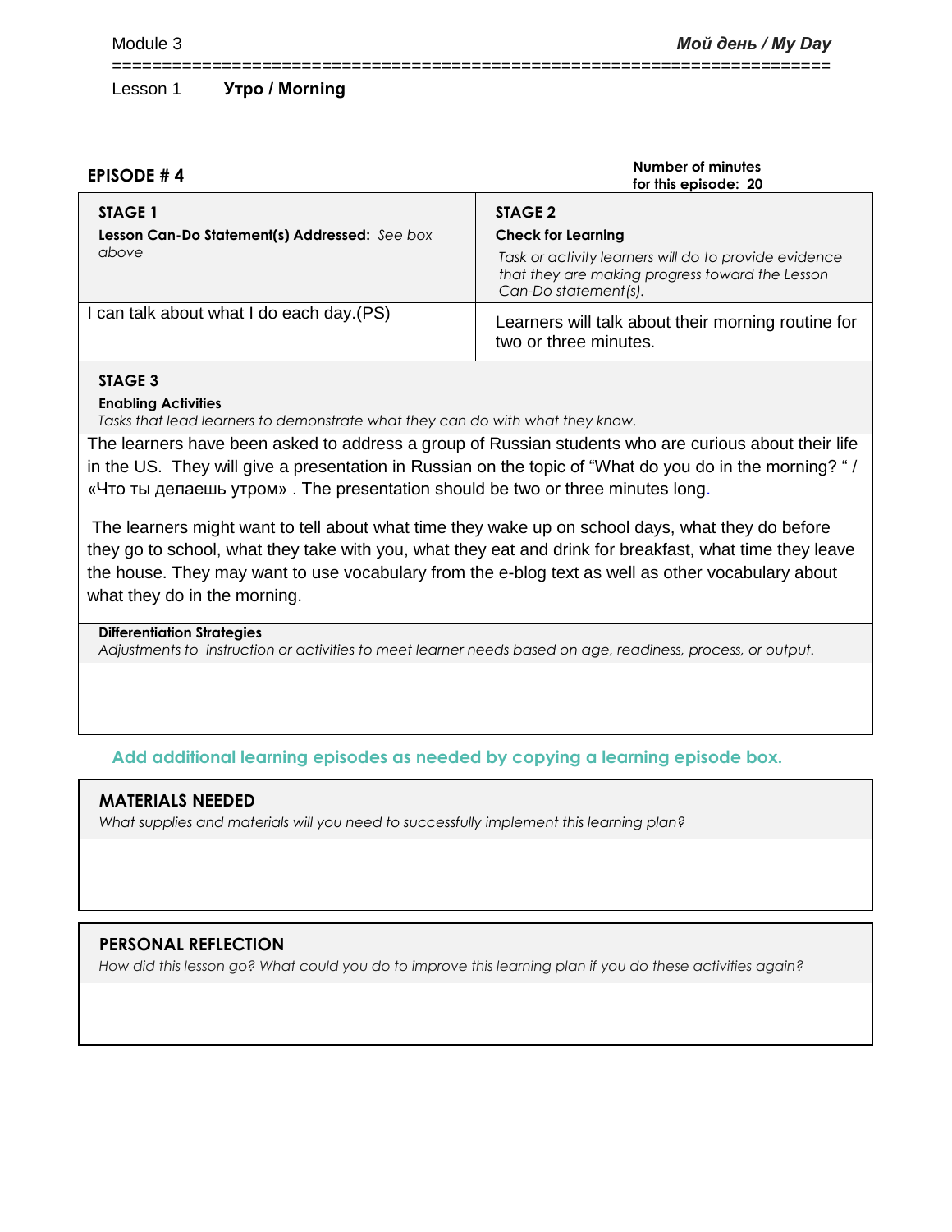Module 3 **Мой день / My Day**

Lesson 1 **Утро / Morning**

## EPISODE # 4

**Number of minutes for this episode: 20**

| **STAGE 1**<br>**Lesson Can-Do Statement(s) Addressed:** *See box above* | **STAGE 2**<br>**Check for Learning**<br>*Task or activity learners will do to provide evidence that they are making progress toward the Lesson Can-Do statement(s).* |
|---|---|
| I can talk about what I do each day.(PS) | Learners will talk about their morning routine for two or three minutes. |

**STAGE 3**

**Enabling Activities**

*Tasks that lead learners to demonstrate what they can do with what they know.*

The learners have been asked to address a group of Russian students who are curious about their life in the US. They will give a presentation in Russian on the topic of "What do you do in the morning? " / «Что ты делаешь утром» . The presentation should be two or three minutes long.

The learners might want to tell about what time they wake up on school days, what they do before they go to school, what they take with you, what they eat and drink for breakfast, what time they leave the house. They may want to use vocabulary from the e-blog text as well as other vocabulary about what they do in the morning.

**Differentiation Strategies**

*Adjustments to instruction or activities to meet learner needs based on age, readiness, process, or output.*

**Add additional learning episodes as needed by copying a learning episode box.**

## MATERIALS NEEDED

*What supplies and materials will you need to successfully implement this learning plan?*

## PERSONAL REFLECTION

*How did this lesson go? What could you do to improve this learning plan if you do these activities again?*